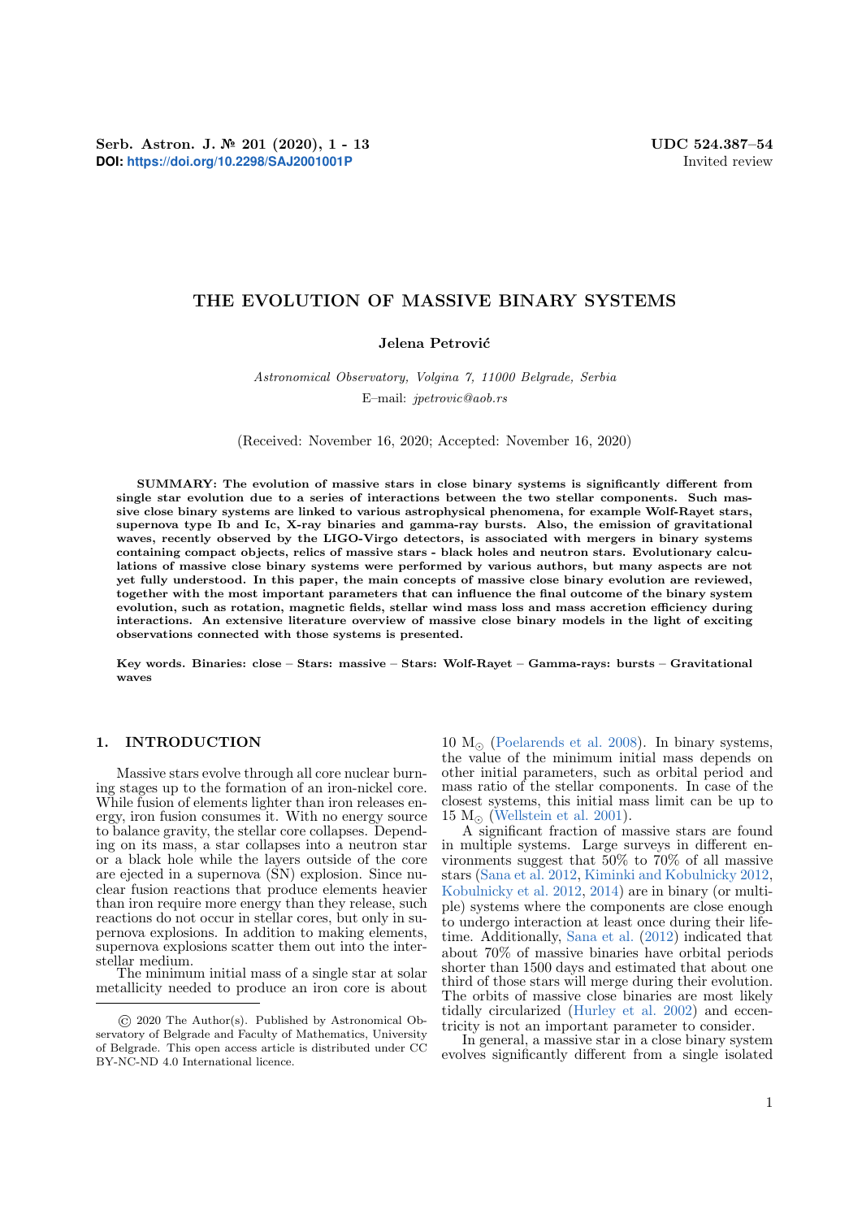Serb. Astron. J. № 201 (2020), 1 - 13
**DOI:** https://doi.org/10.2298/SAJ2001001P

UDC 524.387–54
Invited review

# THE EVOLUTION OF MASSIVE BINARY SYSTEMS

**Jelena Petrović**

*Astronomical Observatory, Volgina 7, 11000 Belgrade, Serbia*
E–mail: *jpetrovic@aob.rs*

(Received: November 16, 2020; Accepted: November 16, 2020)

**SUMMARY: The evolution of massive stars in close binary systems is significantly different from single star evolution due to a series of interactions between the two stellar components. Such massive close binary systems are linked to various astrophysical phenomena, for example Wolf-Rayet stars, supernova type Ib and Ic, X-ray binaries and gamma-ray bursts. Also, the emission of gravitational waves, recently observed by the LIGO-Virgo detectors, is associated with mergers in binary systems containing compact objects, relics of massive stars - black holes and neutron stars. Evolutionary calculations of massive close binary systems were performed by various authors, but many aspects are not yet fully understood. In this paper, the main concepts of massive close binary evolution are reviewed, together with the most important parameters that can influence the final outcome of the binary system evolution, such as rotation, magnetic fields, stellar wind mass loss and mass accretion efficiency during interactions. An extensive literature overview of massive close binary models in the light of exciting observations connected with those systems is presented.**

**Key words. Binaries: close – Stars: massive – Stars: Wolf-Rayet – Gamma-rays: bursts – Gravitational waves**

## 1. INTRODUCTION

Massive stars evolve through all core nuclear burning stages up to the formation of an iron-nickel core. While fusion of elements lighter than iron releases energy, iron fusion consumes it. With no energy source to balance gravity, the stellar core collapses. Depending on its mass, a star collapses into a neutron star or a black hole while the layers outside of the core are ejected in a supernova (SN) explosion. Since nuclear fusion reactions that produce elements heavier than iron require more energy than they release, such reactions do not occur in stellar cores, but only in supernova explosions. In addition to making elements, supernova explosions scatter them out into the interstellar medium.

The minimum initial mass of a single star at solar metallicity needed to produce an iron core is about 10 $M_\odot$ (Poelarends et al. 2008). In binary systems, the value of the minimum initial mass depends on other initial parameters, such as orbital period and mass ratio of the stellar components. In case of the closest systems, this initial mass limit can be up to 15 $M_\odot$ (Wellstein et al. 2001).

A significant fraction of massive stars are found in multiple systems. Large surveys in different environments suggest that 50% to 70% of all massive stars (Sana et al. 2012, Kiminki and Kobulnicky 2012, Kobulnicky et al. 2012, 2014) are in binary (or multiple) systems where the components are close enough to undergo interaction at least once during their lifetime. Additionally, Sana et al. (2012) indicated that about 70% of massive binaries have orbital periods shorter than 1500 days and estimated that about one third of those stars will merge during their evolution. The orbits of massive close binaries are most likely tidally circularized (Hurley et al. 2002) and eccentricity is not an important parameter to consider.

In general, a massive star in a close binary system evolves significantly different from a single isolated

© 2020 The Author(s). Published by Astronomical Observatory of Belgrade and Faculty of Mathematics, University of Belgrade. This open access article is distributed under CC BY-NC-ND 4.0 International licence.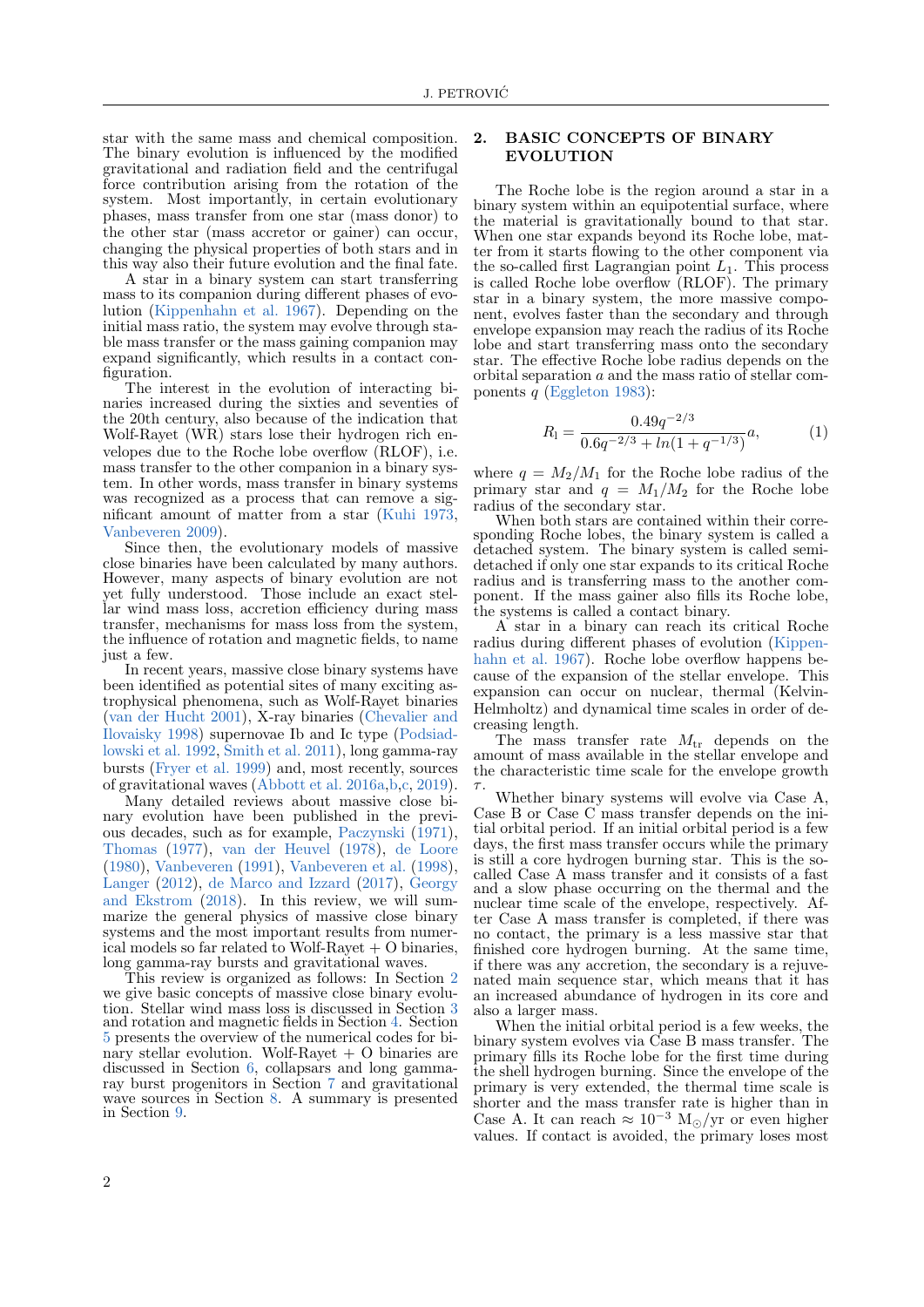star with the same mass and chemical composition. The binary evolution is influenced by the modified gravitational and radiation field and the centrifugal force contribution arising from the rotation of the system. Most importantly, in certain evolutionary phases, mass transfer from one star (mass donor) to the other star (mass accretor or gainer) can occur, changing the physical properties of both stars and in this way also their future evolution and the final fate.

A star in a binary system can start transferring mass to its companion during different phases of evolution (Kippenhahn et al. 1967). Depending on the initial mass ratio, the system may evolve through stable mass transfer or the mass gaining companion may expand significantly, which results in a contact configuration.

The interest in the evolution of interacting binaries increased during the sixties and seventies of the 20th century, also because of the indication that Wolf-Rayet (WR) stars lose their hydrogen rich envelopes due to the Roche lobe overflow (RLOF), i.e. mass transfer to the other companion in a binary system. In other words, mass transfer in binary systems was recognized as a process that can remove a significant amount of matter from a star (Kuhi 1973, Vanbeveren 2009).

Since then, the evolutionary models of massive close binaries have been calculated by many authors. However, many aspects of binary evolution are not yet fully understood. Those include an exact stellar wind mass loss, accretion efficiency during mass transfer, mechanisms for mass loss from the system, the influence of rotation and magnetic fields, to name just a few.

In recent years, massive close binary systems have been identified as potential sites of many exciting astrophysical phenomena, such as Wolf-Rayet binaries (van der Hucht 2001), X-ray binaries (Chevalier and Ilovaisky 1998) supernovae Ib and Ic type (Podsiadlowski et al. 1992, Smith et al. 2011), long gamma-ray bursts (Fryer et al. 1999) and, most recently, sources of gravitational waves (Abbott et al. 2016a,b,c, 2019).

Many detailed reviews about massive close binary evolution have been published in the previous decades, such as for example, Paczynski (1971), Thomas (1977), van der Heuvel (1978), de Loore (1980), Vanbeveren (1991), Vanbeveren et al. (1998), Langer (2012), de Marco and Izzard (2017), Georgy and Ekstrom (2018). In this review, we will summarize the general physics of massive close binary systems and the most important results from numerical models so far related to Wolf-Rayet + O binaries, long gamma-ray bursts and gravitational waves.

This review is organized as follows: In Section 2 we give basic concepts of massive close binary evolution. Stellar wind mass loss is discussed in Section 3 and rotation and magnetic fields in Section 4. Section 5 presents the overview of the numerical codes for binary stellar evolution. Wolf-Rayet + O binaries are discussed in Section 6, collapsars and long gamma-ray burst progenitors in Section 7 and gravitational wave sources in Section 8. A summary is presented in Section 9.

## 2. BASIC CONCEPTS OF BINARY EVOLUTION

The Roche lobe is the region around a star in a binary system within an equipotential surface, where the material is gravitationally bound to that star. When one star expands beyond its Roche lobe, matter from it starts flowing to the other component via the so-called first Lagrangian point $L_1$. This process is called Roche lobe overflow (RLOF). The primary star in a binary system, the more massive component, evolves faster than the secondary and through envelope expansion may reach the radius of its Roche lobe and start transferring mass onto the secondary star. The effective Roche lobe radius depends on the orbital separation $a$ and the mass ratio of stellar components $q$ (Eggleton 1983):

$$R_{\rm l} = \frac{0.49q^{-2/3}}{0.6q^{-2/3} + ln(1 + q^{-1/3})}a, \tag{1}$$

where $q = M_2/M_1$ for the Roche lobe radius of the primary star and $q = M_1/M_2$ for the Roche lobe radius of the secondary star.

When both stars are contained within their corresponding Roche lobes, the binary system is called a detached system. The binary system is called semi-detached if only one star expands to its critical Roche radius and is transferring mass to the another component. If the mass gainer also fills its Roche lobe, the systems is called a contact binary.

A star in a binary can reach its critical Roche radius during different phases of evolution (Kippenhahn et al. 1967). Roche lobe overflow happens because of the expansion of the stellar envelope. This expansion can occur on nuclear, thermal (Kelvin-Helmholtz) and dynamical time scales in order of decreasing length.

The mass transfer rate $M_{\rm tr}$ depends on the amount of mass available in the stellar envelope and the characteristic time scale for the envelope growth $\tau$.

Whether binary systems will evolve via Case A, Case B or Case C mass transfer depends on the initial orbital period. If an initial orbital period is a few days, the first mass transfer occurs while the primary is still a core hydrogen burning star. This is the so-called Case A mass transfer and it consists of a fast and a slow phase occurring on the thermal and the nuclear time scale of the envelope, respectively. After Case A mass transfer is completed, if there was no contact, the primary is a less massive star that finished core hydrogen burning. At the same time, if there was any accretion, the secondary is a rejuvenated main sequence star, which means that it has an increased abundance of hydrogen in its core and also a larger mass.

When the initial orbital period is a few weeks, the binary system evolves via Case B mass transfer. The primary fills its Roche lobe for the first time during the shell hydrogen burning. Since the envelope of the primary is very extended, the thermal time scale is shorter and the mass transfer rate is higher than in Case A. It can reach $\approx 10^{-3}$ M$_\odot$/yr or even higher values. If contact is avoided, the primary loses most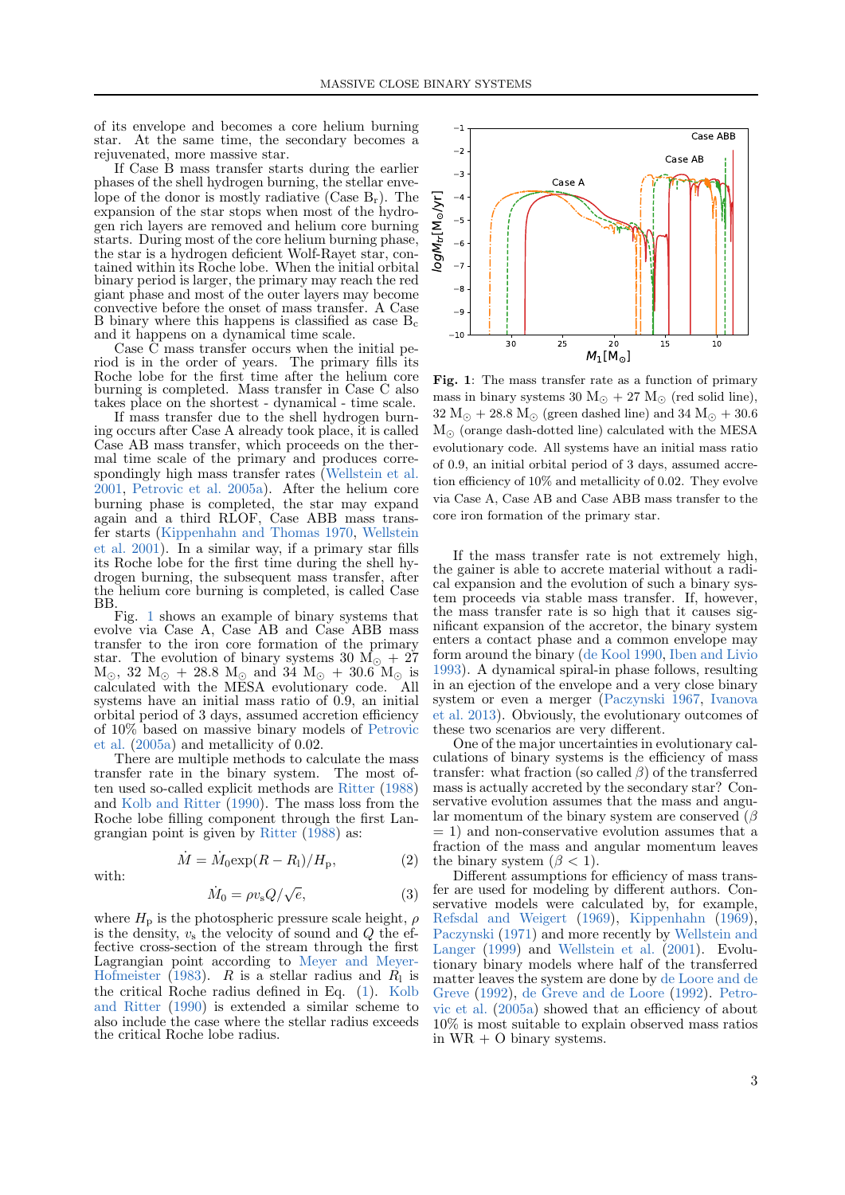of its envelope and becomes a core helium burning star. At the same time, the secondary becomes a rejuvenated, more massive star.

If Case B mass transfer starts during the earlier phases of the shell hydrogen burning, the stellar envelope of the donor is mostly radiative (Case $B_r$). The expansion of the star stops when most of the hydrogen rich layers are removed and helium core burning starts. During most of the core helium burning phase, the star is a hydrogen deficient Wolf-Rayet star, contained within its Roche lobe. When the initial orbital binary period is larger, the primary may reach the red giant phase and most of the outer layers may become convective before the onset of mass transfer. A Case B binary where this happens is classified as case $B_c$ and it happens on a dynamical time scale.

Case C mass transfer occurs when the initial period is in the order of years. The primary fills its Roche lobe for the first time after the helium core burning is completed. Mass transfer in Case C also takes place on the shortest - dynamical - time scale.

If mass transfer due to the shell hydrogen burning occurs after Case A already took place, it is called Case AB mass transfer, which proceeds on the thermal time scale of the primary and produces correspondingly high mass transfer rates (Wellstein et al. 2001, Petrovic et al. 2005a). After the helium core burning phase is completed, the star may expand again and a third RLOF, Case ABB mass transfer starts (Kippenhahn and Thomas 1970, Wellstein et al. 2001). In a similar way, if a primary star fills its Roche lobe for the first time during the shell hydrogen burning, the subsequent mass transfer, after the helium core burning is completed, is called Case BB.

Fig. 1 shows an example of binary systems that evolve via Case A, Case AB and Case ABB mass transfer to the iron core formation of the primary star. The evolution of binary systems 30 $M_\odot$ + 27 $M_\odot$, 32 $M_\odot$ + 28.8 $M_\odot$ and 34 $M_\odot$ + 30.6 $M_\odot$ is calculated with the MESA evolutionary code. All systems have an initial mass ratio of 0.9, an initial orbital period of 3 days, assumed accretion efficiency of 10% based on massive binary models of Petrovic et al. (2005a) and metallicity of 0.02.

**Fig. 1**: The mass transfer rate as a function of primary mass in binary systems 30 $M_\odot$ + 27 $M_\odot$ (red solid line), 32 $M_\odot$ + 28.8 $M_\odot$ (green dashed line) and 34 $M_\odot$ + 30.6 $M_\odot$ (orange dash-dotted line) calculated with the MESA evolutionary code. All systems have an initial mass ratio of 0.9, an initial orbital period of 3 days, assumed accretion efficiency of 10% and metallicity of 0.02. They evolve via Case A, Case AB and Case ABB mass transfer to the core iron formation of the primary star.

There are multiple methods to calculate the mass transfer rate in the binary system. The most often used so-called explicit methods are Ritter (1988) and Kolb and Ritter (1990). The mass loss from the Roche lobe filling component through the first Lagrangian point is given by Ritter (1988) as:

$$\dot{M} = \dot{M}_0 \exp(R - R_l)/H_p, \tag{2}$$

with:

$$\dot{M}_0 = \rho v_s Q/\sqrt{e}, \tag{3}$$

where $H_p$ is the photospheric pressure scale height, $\rho$ is the density, $v_s$ the velocity of sound and $Q$ the effective cross-section of the stream through the first Lagrangian point according to Meyer and Meyer-Hofmeister (1983). $R$ is a stellar radius and $R_l$ is the critical Roche radius defined in Eq. (1). Kolb and Ritter (1990) is extended a similar scheme to also include the case where the stellar radius exceeds the critical Roche lobe radius.

If the mass transfer rate is not extremely high, the gainer is able to accrete material without a radical expansion and the evolution of such a binary system proceeds via stable mass transfer. If, however, the mass transfer rate is so high that it causes significant expansion of the accretor, the binary system enters a contact phase and a common envelope may form around the binary (de Kool 1990, Iben and Livio 1993). A dynamical spiral-in phase follows, resulting in an ejection of the envelope and a very close binary system or even a merger (Paczynski 1967, Ivanova et al. 2013). Obviously, the evolutionary outcomes of these two scenarios are very different.

One of the major uncertainties in evolutionary calculations of binary systems is the efficiency of mass transfer: what fraction (so called $\beta$) of the transferred mass is actually accreted by the secondary star? Conservative evolution assumes that the mass and angular momentum of the binary system are conserved ($\beta$ = 1) and non-conservative evolution assumes that a fraction of the mass and angular momentum leaves the binary system ($\beta < 1$).

Different assumptions for efficiency of mass transfer are used for modeling by different authors. Conservative models were calculated by, for example, Refsdal and Weigert (1969), Kippenhahn (1969), Paczynski (1971) and more recently by Wellstein and Langer (1999) and Wellstein et al. (2001). Evolutionary binary models where half of the transferred matter leaves the system are done by de Loore and de Greve (1992), de Greve and de Loore (1992). Petrovic et al. (2005a) showed that an efficiency of about 10% is most suitable to explain observed mass ratios in WR + O binary systems.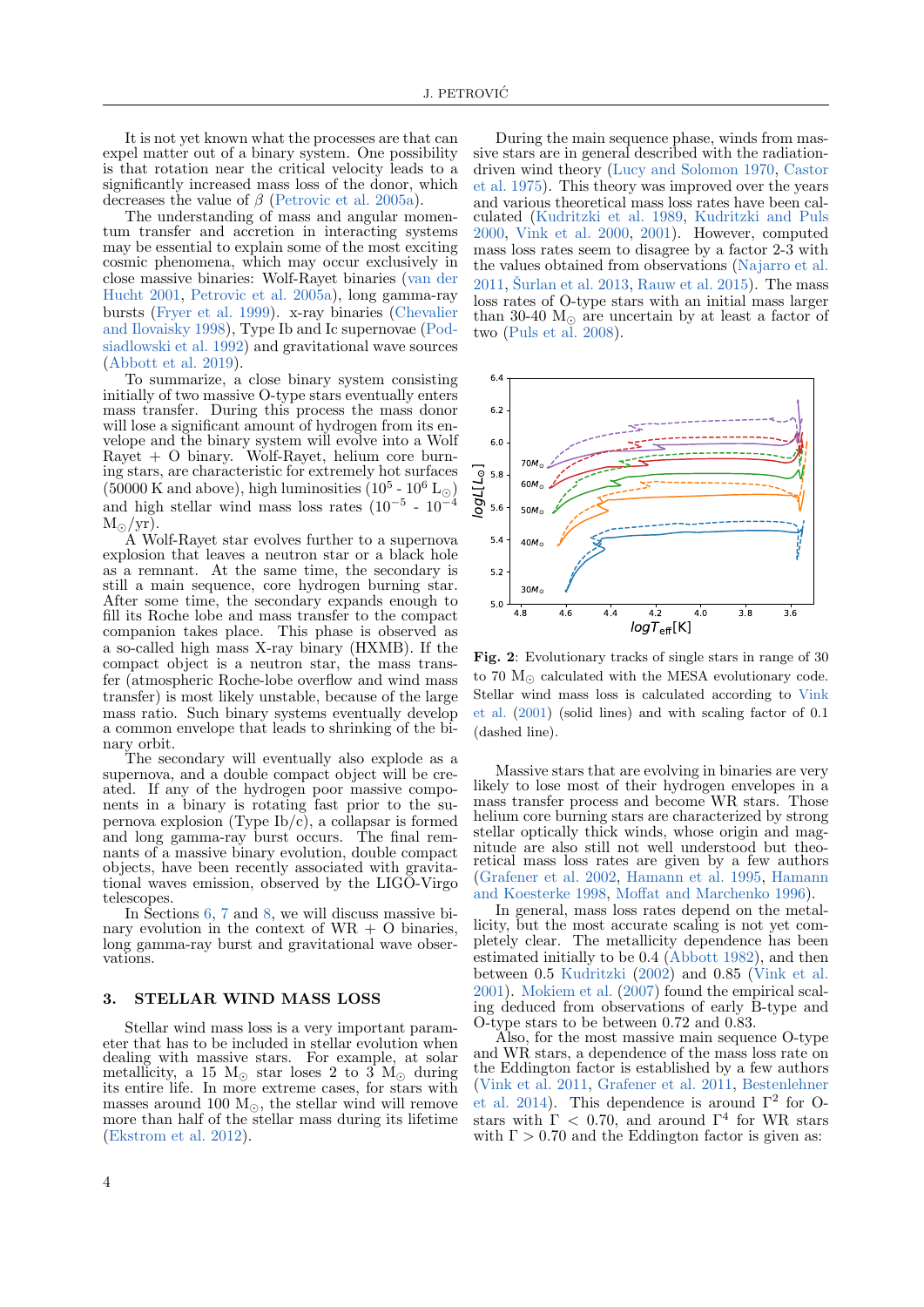It is not yet known what the processes are that can expel matter out of a binary system. One possibility is that rotation near the critical velocity leads to a significantly increased mass loss of the donor, which decreases the value of $\beta$ (Petrovic et al. 2005a).

The understanding of mass and angular momentum transfer and accretion in interacting systems may be essential to explain some of the most exciting cosmic phenomena, which may occur exclusively in close massive binaries: Wolf-Rayet binaries (van der Hucht 2001, Petrovic et al. 2005a), long gamma-ray bursts (Fryer et al. 1999). x-ray binaries (Chevalier and Ilovaisky 1998), Type Ib and Ic supernovae (Podsiadlowski et al. 1992) and gravitational wave sources (Abbott et al. 2019).

To summarize, a close binary system consisting initially of two massive O-type stars eventually enters mass transfer. During this process the mass donor will lose a significant amount of hydrogen from its envelope and the binary system will evolve into a Wolf Rayet + O binary. Wolf-Rayet, helium core burning stars, are characteristic for extremely hot surfaces (50000 K and above), high luminosities ($10^5$ - $10^6$ $L_\odot$) and high stellar wind mass loss rates ($10^{-5}$ - $10^{-4}$ $M_\odot$/yr).

A Wolf-Rayet star evolves further to a supernova explosion that leaves a neutron star or a black hole as a remnant. At the same time, the secondary is still a main sequence, core hydrogen burning star. After some time, the secondary expands enough to fill its Roche lobe and mass transfer to the compact companion takes place. This phase is observed as a so-called high mass X-ray binary (HXMB). If the compact object is a neutron star, the mass transfer (atmospheric Roche-lobe overflow and wind mass transfer) is most likely unstable, because of the large mass ratio. Such binary systems eventually develop a common envelope that leads to shrinking of the binary orbit.

The secondary will eventually also explode as a supernova, and a double compact object will be created. If any of the hydrogen poor massive components in a binary is rotating fast prior to the supernova explosion (Type Ib/c), a collapsar is formed and long gamma-ray burst occurs. The final remnants of a massive binary evolution, double compact objects, have been recently associated with gravitational waves emission, observed by the LIGO-Virgo telescopes.

In Sections 6, 7 and 8, we will discuss massive binary evolution in the context of WR + O binaries, long gamma-ray burst and gravitational wave observations.

## 3. STELLAR WIND MASS LOSS

Stellar wind mass loss is a very important parameter that has to be included in stellar evolution when dealing with massive stars. For example, at solar metallicity, a 15 $M_\odot$ star loses 2 to 3 $M_\odot$ during its entire life. In more extreme cases, for stars with masses around 100 $M_\odot$, the stellar wind will remove more than half of the stellar mass during its lifetime (Ekstrom et al. 2012).

During the main sequence phase, winds from massive stars are in general described with the radiation-driven wind theory (Lucy and Solomon 1970, Castor et al. 1975). This theory was improved over the years and various theoretical mass loss rates have been calculated (Kudritzki et al. 1989, Kudritzki and Puls 2000, Vink et al. 2000, 2001). However, computed mass loss rates seem to disagree by a factor 2-3 with the values obtained from observations (Najarro et al. 2011, Šurlan et al. 2013, Rauw et al. 2015). The mass loss rates of O-type stars with an initial mass larger than 30-40 $M_\odot$ are uncertain by at least a factor of two (Puls et al. 2008).

**Fig. 2**: Evolutionary tracks of single stars in range of 30 to 70 $M_\odot$ calculated with the MESA evolutionary code. Stellar wind mass loss is calculated according to Vink et al. (2001) (solid lines) and with scaling factor of 0.1 (dashed line).

Massive stars that are evolving in binaries are very likely to lose most of their hydrogen envelopes in a mass transfer process and become WR stars. Those helium core burning stars are characterized by strong stellar optically thick winds, whose origin and magnitude are also still not well understood but theoretical mass loss rates are given by a few authors (Grafener et al. 2002, Hamann et al. 1995, Hamann and Koesterke 1998, Moffat and Marchenko 1996).

In general, mass loss rates depend on the metallicity, but the most accurate scaling is not yet completely clear. The metallicity dependence has been estimated initially to be 0.4 (Abbott 1982), and then between 0.5 Kudritzki (2002) and 0.85 (Vink et al. 2001). Mokiem et al. (2007) found the empirical scaling deduced from observations of early B-type and O-type stars to be between 0.72 and 0.83.

Also, for the most massive main sequence O-type and WR stars, a dependence of the mass loss rate on the Eddington factor is established by a few authors (Vink et al. 2011, Grafener et al. 2011, Bestenlehner et al. 2014). This dependence is around $\Gamma^2$ for O-stars with $\Gamma < 0.70$, and around $\Gamma^4$ for WR stars with $\Gamma > 0.70$ and the Eddington factor is given as: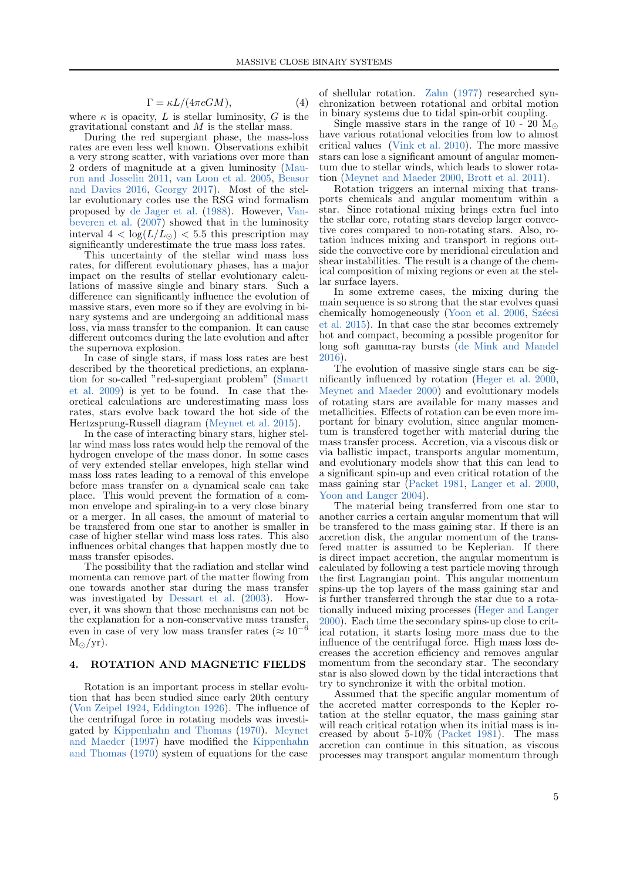$$\Gamma = \kappa L/(4\pi c G M), \tag{4}$$

where $\kappa$ is opacity, $L$ is stellar luminosity, $G$ is the gravitational constant and $M$ is the stellar mass.

During the red supergiant phase, the mass-loss rates are even less well known. Observations exhibit a very strong scatter, with variations over more than 2 orders of magnitude at a given luminosity (Mauron and Josselin 2011, van Loon et al. 2005, Beasor and Davies 2016, Georgy 2017). Most of the stellar evolutionary codes use the RSG wind formalism proposed by de Jager et al. (1988). However, Vanbeveren et al. (2007) showed that in the luminosity interval $4 < \log(L/L_\odot) < 5.5$ this prescription may significantly underestimate the true mass loss rates.

This uncertainty of the stellar wind mass loss rates, for different evolutionary phases, has a major impact on the results of stellar evolutionary calculations of massive single and binary stars. Such a difference can significantly influence the evolution of massive stars, even more so if they are evolving in binary systems and are undergoing an additional mass loss, via mass transfer to the companion. It can cause different outcomes during the late evolution and after the supernova explosion.

In case of single stars, if mass loss rates are best described by the theoretical predictions, an explanation for so-called "red-supergiant problem" (Smartt et al. 2009) is yet to be found. In case that theoretical calculations are underestimating mass loss rates, stars evolve back toward the hot side of the Hertzsprung-Russell diagram (Meynet et al. 2015).

In the case of interacting binary stars, higher stellar wind mass loss rates would help the removal of the hydrogen envelope of the mass donor. In some cases of very extended stellar envelopes, high stellar wind mass loss rates leading to a removal of this envelope before mass transfer on a dynamical scale can take place. This would prevent the formation of a common envelope and spiraling-in to a very close binary or a merger. In all cases, the amount of material to be transfered from one star to another is smaller in case of higher stellar wind mass loss rates. This also influences orbital changes that happen mostly due to mass transfer episodes.

The possibility that the radiation and stellar wind momenta can remove part of the matter flowing from one towards another star during the mass transfer was investigated by Dessart et al. (2003). However, it was shown that those mechanisms can not be the explanation for a non-conservative mass transfer, even in case of very low mass transfer rates ($\approx 10^{-6}$ $M_\odot$/yr).

## 4. ROTATION AND MAGNETIC FIELDS

Rotation is an important process in stellar evolution that has been studied since early 20th century (Von Zeipel 1924, Eddington 1926). The influence of the centrifugal force in rotating models was investigated by Kippenhahn and Thomas (1970). Meynet and Maeder (1997) have modified the Kippenhahn and Thomas (1970) system of equations for the case of shellular rotation. Zahn (1977) researched synchronization between rotational and orbital motion in binary systems due to tidal spin-orbit coupling.

Single massive stars in the range of 10 - 20 $M_\odot$ have various rotational velocities from low to almost critical values (Vink et al. 2010). The more massive stars can lose a significant amount of angular momentum due to stellar winds, which leads to slower rotation (Meynet and Maeder 2000, Brott et al. 2011).

Rotation triggers an internal mixing that transports chemicals and angular momentum within a star. Since rotational mixing brings extra fuel into the stellar core, rotating stars develop larger convective cores compared to non-rotating stars. Also, rotation induces mixing and transport in regions outside the convective core by meridional circulation and shear instabilities. The result is a change of the chemical composition of mixing regions or even at the stellar surface layers.

In some extreme cases, the mixing during the main sequence is so strong that the star evolves quasi chemically homogeneously (Yoon et al. 2006, Szécsi et al. 2015). In that case the star becomes extremely hot and compact, becoming a possible progenitor for long soft gamma-ray bursts (de Mink and Mandel 2016).

The evolution of massive single stars can be significantly influenced by rotation (Heger et al. 2000, Meynet and Maeder 2000) and evolutionary models of rotating stars are available for many masses and metallicities. Effects of rotation can be even more important for binary evolution, since angular momentum is transfered together with material during the mass transfer process. Accretion, via a viscous disk or via ballistic impact, transports angular momentum, and evolutionary models show that this can lead to a significant spin-up and even critical rotation of the mass gaining star (Packet 1981, Langer et al. 2000, Yoon and Langer 2004).

The material being transferred from one star to another carries a certain angular momentum that will be transfered to the mass gaining star. If there is an accretion disk, the angular momentum of the transfered matter is assumed to be Keplerian. If there is direct impact accretion, the angular momentum is calculated by following a test particle moving through the first Lagrangian point. This angular momentum spins-up the top layers of the mass gaining star and is further transferred through the star due to a rotationally induced mixing processes (Heger and Langer 2000). Each time the secondary spins-up close to critical rotation, it starts losing more mass due to the influence of the centrifugal force. High mass loss decreases the accretion efficiency and removes angular momentum from the secondary star. The secondary star is also slowed down by the tidal interactions that try to synchronize it with the orbital motion.

Assumed that the specific angular momentum of the accreted matter corresponds to the Kepler rotation at the stellar equator, the mass gaining star will reach critical rotation when its initial mass is increased by about 5-10% (Packet 1981). The mass accretion can continue in this situation, as viscous processes may transport angular momentum through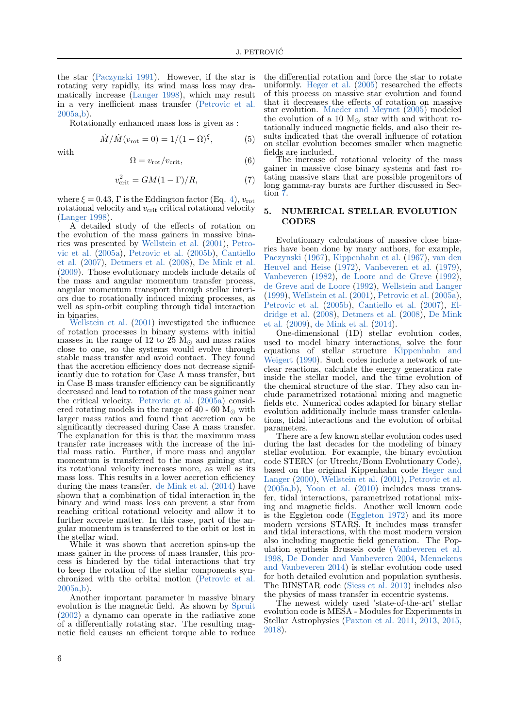the star (Paczynski 1991). However, if the star is rotating very rapidly, its wind mass loss may dramatically increase (Langer 1998), which may result in a very inefficient mass transfer (Petrovic et al. 2005a,b).

Rotationally enhanced mass loss is given as :

$$\dot{M}/\dot{M}(v_{\rm rot}=0) = 1/(1-\Omega)^{\xi}, \qquad (5)$$

with

$$\Omega = v_{\rm rot}/v_{\rm crit}, \qquad (6)$$

$$v_{\rm crit}^2 = GM(1-\Gamma)/R, \qquad (7)$$

where $\xi = 0.43$, $\Gamma$ is the Eddington factor (Eq. 4), $v_{\rm rot}$ rotational velocity and $v_{\rm crit}$ critical rotational velocity (Langer 1998).

A detailed study of the effects of rotation on the evolution of the mass gainers in massive binaries was presented by Wellstein et al. (2001), Petrovic et al. (2005a), Petrovic et al. (2005b), Cantiello et al. (2007), Detmers et al. (2008), De Mink et al. (2009). Those evolutionary models include details of the mass and angular momentum transfer process, angular momentum transport through stellar interiors due to rotationally induced mixing processes, as well as spin-orbit coupling through tidal interaction in binaries.

Wellstein et al. (2001) investigated the influence of rotation processes in binary systems with initial masses in the range of 12 to 25 $M_{\odot}$ and mass ratios close to one, so the systems would evolve through stable mass transfer and avoid contact. They found that the accretion efficiency does not decrease significantly due to rotation for Case A mass transfer, but in Case B mass transfer efficiency can be significantly decreased and lead to rotation of the mass gainer near the critical velocity. Petrovic et al. (2005a) considered rotating models in the range of 40 - 60 $M_{\odot}$ with larger mass ratios and found that accretion can be significantly decreased during Case A mass transfer. The explanation for this is that the maximum mass transfer rate increases with the increase of the initial mass ratio. Further, if more mass and angular momentum is transferred to the mass gaining star, its rotational velocity increases more, as well as its mass loss. This results in a lower accretion efficiency during the mass transfer. de Mink et al. (2014) have shown that a combination of tidal interaction in the binary and wind mass loss can prevent a star from reaching critical rotational velocity and allow it to further accrete matter. In this case, part of the angular momentum is transferred to the orbit or lost in the stellar wind.

While it was shown that accretion spins-up the mass gainer in the process of mass transfer, this process is hindered by the tidal interactions that try to keep the rotation of the stellar components synchronized with the orbital motion (Petrovic et al. 2005a,b).

Another important parameter in massive binary evolution is the magnetic field. As shown by Spruit (2002) a dynamo can operate in the radiative zone of a differentially rotating star. The resulting magnetic field causes an efficient torque able to reduce the differential rotation and force the star to rotate uniformly. Heger et al. (2005) researched the effects of this process on massive star evolution and found that it decreases the effects of rotation on massive star evolution. Maeder and Meynet (2005) modeled the evolution of a 10 $M_{\odot}$ star with and without rotationally induced magnetic fields, and also their results indicated that the overall influence of rotation on stellar evolution becomes smaller when magnetic fields are included.

The increase of rotational velocity of the mass gainer in massive close binary systems and fast rotating massive stars that are possible progenitors of long gamma-ray bursts are further discussed in Section 7.

## 5. NUMERICAL STELLAR EVOLUTION CODES

Evolutionary calculations of massive close binaries have been done by many authors, for example, Paczynski (1967), Kippenhahn et al. (1967), van den Heuvel and Heise (1972), Vanbeveren et al. (1979), Vanbeveren (1982), de Loore and de Greve (1992), de Greve and de Loore (1992), Wellstein and Langer (1999), Wellstein et al. (2001), Petrovic et al. (2005a), Petrovic et al. (2005b), Cantiello et al. (2007), Eldridge et al. (2008), Detmers et al. (2008), De Mink et al. (2009), de Mink et al. (2014).

One-dimensional (1D) stellar evolution codes, used to model binary interactions, solve the four equations of stellar structure Kippenhahn and Weigert (1990). Such codes include a network of nuclear reactions, calculate the energy generation rate inside the stellar model, and the time evolution of the chemical structure of the star. They also can include parametrized rotational mixing and magnetic fields etc. Numerical codes adapted for binary stellar evolution additionally include mass transfer calculations, tidal interactions and the evolution of orbital parameters.

There are a few known stellar evolution codes used during the last decades for the modeling of binary stellar evolution. For example, the binary evolution code STERN (or Utrecht/Bonn Evolutionary Code), based on the original Kippenhahn code Heger and Langer (2000), Wellstein et al. (2001), Petrovic et al. (2005a,b), Yoon et al. (2010) includes mass transfer, tidal interactions, parametrized rotational mixing and magnetic fields. Another well known code is the Eggleton code (Eggleton 1972) and its more modern versions STARS. It includes mass transfer and tidal interactions, with the most modern version also including magnetic field generation. The Population synthesis Brussels code (Vanbeveren et al. 1998, De Donder and Vanbeveren 2004, Mennekens and Vanbeveren 2014) is stellar evolution code used for both detailed evolution and population synthesis. The BINSTAR code (Siess et al. 2013) includes also the physics of mass transfer in eccentric systems.

The newest widely used 'state-of-the-art' stellar evolution code is MESA - Modules for Experiments in Stellar Astrophysics (Paxton et al. 2011, 2013, 2015, 2018).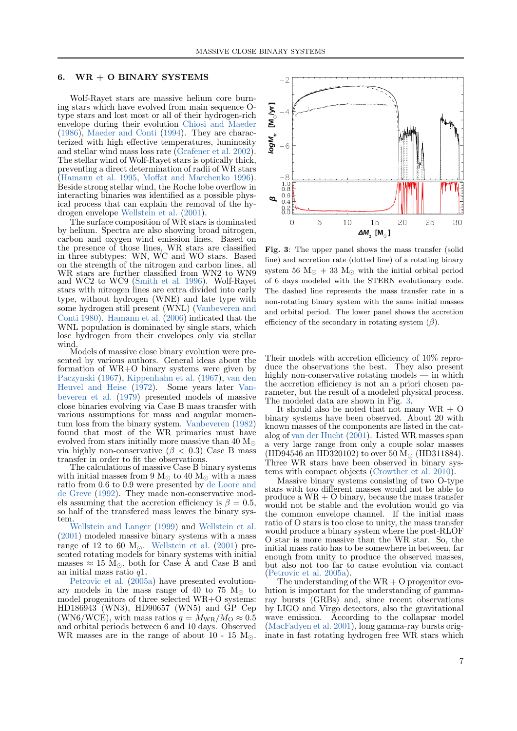## 6. WR + O BINARY SYSTEMS

Wolf-Rayet stars are massive helium core burning stars which have evolved from main sequence O-type stars and lost most or all of their hydrogen-rich envelope during their evolution Chiosi and Maeder (1986), Maeder and Conti (1994). They are characterized with high effective temperatures, luminosity and stellar wind mass loss rate (Grafener et al. 2002). The stellar wind of Wolf-Rayet stars is optically thick, preventing a direct determination of radii of WR stars (Hamann et al. 1995, Moffat and Marchenko 1996). Beside strong stellar wind, the Roche lobe overflow in interacting binaries was identified as a possible physical process that can explain the removal of the hydrogen envelope Wellstein et al. (2001).

The surface composition of WR stars is dominated by helium. Spectra are also showing broad nitrogen, carbon and oxygen wind emission lines. Based on the presence of those lines, WR stars are classified in three subtypes: WN, WC and WO stars. Based on the strength of the nitrogen and carbon lines, all WR stars are further classified from WN2 to WN9 and WC2 to WC9 (Smith et al. 1996). Wolf-Rayet stars with nitrogen lines are extra divided into early type, without hydrogen (WNE) and late type with some hydrogen still present (WNL) (Vanbeveren and Conti 1980). Hamann et al. (2006) indicated that the WNL population is dominated by single stars, which lose hydrogen from their envelopes only via stellar wind.

Models of massive close binary evolution were presented by various authors. General ideas about the formation of WR+O binary systems were given by Paczynski (1967), Kippenhahn et al. (1967), van den Heuvel and Heise (1972). Some years later Vanbeveren et al. (1979) presented models of massive close binaries evolving via Case B mass transfer with various assumptions for mass and angular momentum loss from the binary system. Vanbeveren (1982) found that most of the WR primaries must have evolved from stars initially more massive than 40 M$_\odot$ via highly non-conservative ($\beta < 0.3$) Case B mass transfer in order to fit the observations.

The calculations of massive Case B binary systems with initial masses from 9 M$_\odot$ to 40 M$_\odot$ with a mass ratio from 0.6 to 0.9 were presented by de Loore and de Greve (1992). They made non-conservative models assuming that the accretion efficiency is $\beta = 0.5$, so half of the transfered mass leaves the binary system.

Wellstein and Langer (1999) and Wellstein et al. (2001) modeled massive binary systems with a mass range of 12 to 60 M$_\odot$. Wellstein et al. (2001) presented rotating models for binary systems with initial masses $\approx$ 15 M$_\odot$, both for Case A and Case B and an initial mass ratio $q1$.

Petrovic et al. (2005a) have presented evolutionary models in the mass range of 40 to 75 M$_\odot$ to model progenitors of three selected WR+O systems: HD186943 (WN3), HD90657 (WN5) and GP Cep (WN6/WCE), with mass ratios $q = M_{\rm WR}/M_{\rm O} \approx 0.5$ and orbital periods between 6 and 10 days. Observed WR masses are in the range of about 10 - 15 M$_\odot$. Their models with accretion efficiency of 10% reproduce the observations the best. They also present highly non-conservative rotating models — in which the accretion efficiency is not an a priori chosen parameter, but the result of a modeled physical process. The modeled data are shown in Fig. 3.

**Fig. 3**: The upper panel shows the mass transfer (solid line) and accretion rate (dotted line) of a rotating binary system 56 M$_\odot$ + 33 M$_\odot$ with the initial orbital period of 6 days modeled with the STERN evolutionary code. The dashed line represents the mass transfer rate in a non-rotating binary system with the same initial masses and orbital period. The lower panel shows the accretion efficiency of the secondary in rotating system ($\beta$).

It should also be noted that not many WR + O binary systems have been observed. About 20 with known masses of the components are listed in the catalog of van der Hucht (2001). Listed WR masses span a very large range from only a couple solar masses (HD94546 an HD320102) to over 50 M$_\odot$ (HD311884). Three WR stars have been observed in binary systems with compact objects (Crowther et al. 2010).

Massive binary systems consisting of two O-type stars with too different masses would not be able to produce a WR + O binary, because the mass transfer would not be stable and the evolution would go via the common envelope channel. If the initial mass ratio of O stars is too close to unity, the mass transfer would produce a binary system where the post-RLOF O star is more massive than the WR star. So, the initial mass ratio has to be somewhere in between, far enough from unity to produce the observed masses, but also not too far to cause evolution via contact (Petrovic et al. 2005a).

The understanding of the WR + O progenitor evolution is important for the understanding of gamma-ray bursts (GRBs) and, since recent observations by LIGO and Virgo detectors, also the gravitational wave emission. According to the collapsar model (MacFadyen et al. 2001), long gamma-ray bursts originate in fast rotating hydrogen free WR stars which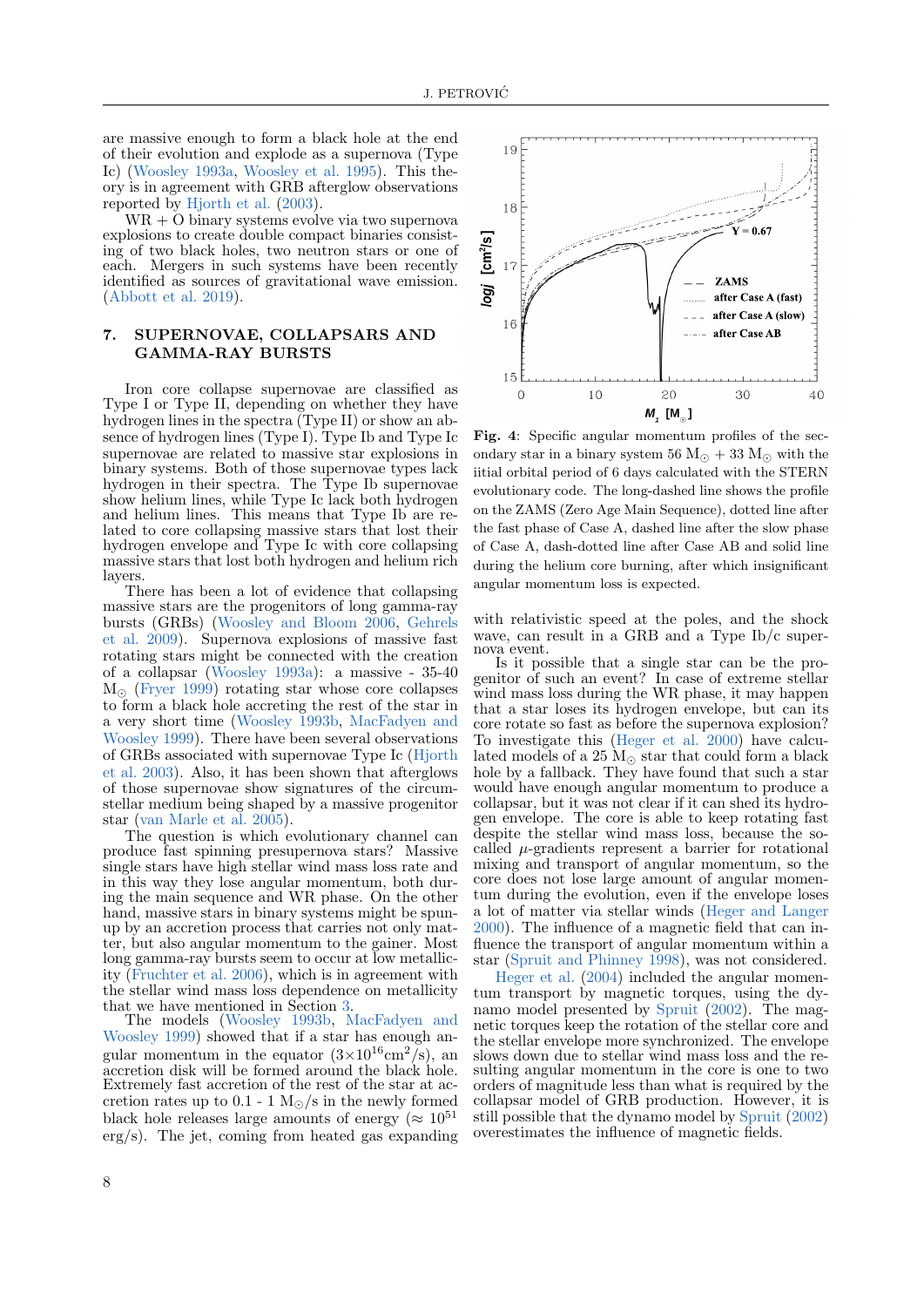are massive enough to form a black hole at the end of their evolution and explode as a supernova (Type Ic) (Woosley 1993a, Woosley et al. 1995). This theory is in agreement with GRB afterglow observations reported by Hjorth et al. (2003).

WR + O binary systems evolve via two supernova explosions to create double compact binaries consisting of two black holes, two neutron stars or one of each. Mergers in such systems have been recently identified as sources of gravitational wave emission. (Abbott et al. 2019).

## 7. SUPERNOVAE, COLLAPSARS AND GAMMA-RAY BURSTS

Iron core collapse supernovae are classified as Type I or Type II, depending on whether they have hydrogen lines in the spectra (Type II) or show an absence of hydrogen lines (Type I). Type Ib and Type Ic supernovae are related to massive star explosions in binary systems. Both of those supernovae types lack hydrogen in their spectra. The Type Ib supernovae show helium lines, while Type Ic lack both hydrogen and helium lines. This means that Type Ib are related to core collapsing massive stars that lost their hydrogen envelope and Type Ic with core collapsing massive stars that lost both hydrogen and helium rich layers.

There has been a lot of evidence that collapsing massive stars are the progenitors of long gamma-ray bursts (GRBs) (Woosley and Bloom 2006, Gehrels et al. 2009). Supernova explosions of massive fast rotating stars might be connected with the creation of a collapsar (Woosley 1993a): a massive - 35-40 $M_\odot$ (Fryer 1999) rotating star whose core collapses to form a black hole accreting the rest of the star in a very short time (Woosley 1993b, MacFadyen and Woosley 1999). There have been several observations of GRBs associated with supernovae Type Ic (Hjorth et al. 2003). Also, it has been shown that afterglows of those supernovae show signatures of the circumstellar medium being shaped by a massive progenitor star (van Marle et al. 2005).

The question is which evolutionary channel can produce fast spinning presupernova stars? Massive single stars have high stellar wind mass loss rate and in this way they lose angular momentum, both during the main sequence and WR phase. On the other hand, massive stars in binary systems might be spun-up by an accretion process that carries not only matter, but also angular momentum to the gainer. Most long gamma-ray bursts seem to occur at low metallicity (Fruchter et al. 2006), which is in agreement with the stellar wind mass loss dependence on metallicity that we have mentioned in Section 3.

The models (Woosley 1993b, MacFadyen and Woosley 1999) showed that if a star has enough angular momentum in the equator ($3\times10^{16}\mathrm{cm}^2/\mathrm{s}$), an accretion disk will be formed around the black hole. Extremely fast accretion of the rest of the star at accretion rates up to 0.1 - 1 $M_\odot$/s in the newly formed black hole releases large amounts of energy ($\approx 10^{51}$ erg/s). The jet, coming from heated gas expanding with relativistic speed at the poles, and the shock wave, can result in a GRB and a Type Ib/c supernova event.

**Fig. 4**: Specific angular momentum profiles of the secondary star in a binary system 56 $M_\odot$ + 33 $M_\odot$ with the iitial orbital period of 6 days calculated with the STERN evolutionary code. The long-dashed line shows the profile on the ZAMS (Zero Age Main Sequence), dotted line after the fast phase of Case A, dashed line after the slow phase of Case A, dash-dotted line after Case AB and solid line during the helium core burning, after which insignificant angular momentum loss is expected.

Is it possible that a single star can be the progenitor of such an event? In case of extreme stellar wind mass loss during the WR phase, it may happen that a star loses its hydrogen envelope, but can its core rotate so fast as before the supernova explosion? To investigate this (Heger et al. 2000) have calculated models of a 25 $M_\odot$ star that could form a black hole by a fallback. They have found that such a star would have enough angular momentum to produce a collapsar, but it was not clear if it can shed its hydrogen envelope. The core is able to keep rotating fast despite the stellar wind mass loss, because the so-called $\mu$-gradients represent a barrier for rotational mixing and transport of angular momentum, so the core does not lose large amount of angular momentum during the evolution, even if the envelope loses a lot of matter via stellar winds (Heger and Langer 2000). The influence of a magnetic field that can influence the transport of angular momentum within a star (Spruit and Phinney 1998), was not considered.

Heger et al. (2004) included the angular momentum transport by magnetic torques, using the dynamo model presented by Spruit (2002). The magnetic torques keep the rotation of the stellar core and the stellar envelope more synchronized. The envelope slows down due to stellar wind mass loss and the resulting angular momentum in the core is one to two orders of magnitude less than what is required by the collapsar model of GRB production. However, it is still possible that the dynamo model by Spruit (2002) overestimates the influence of magnetic fields.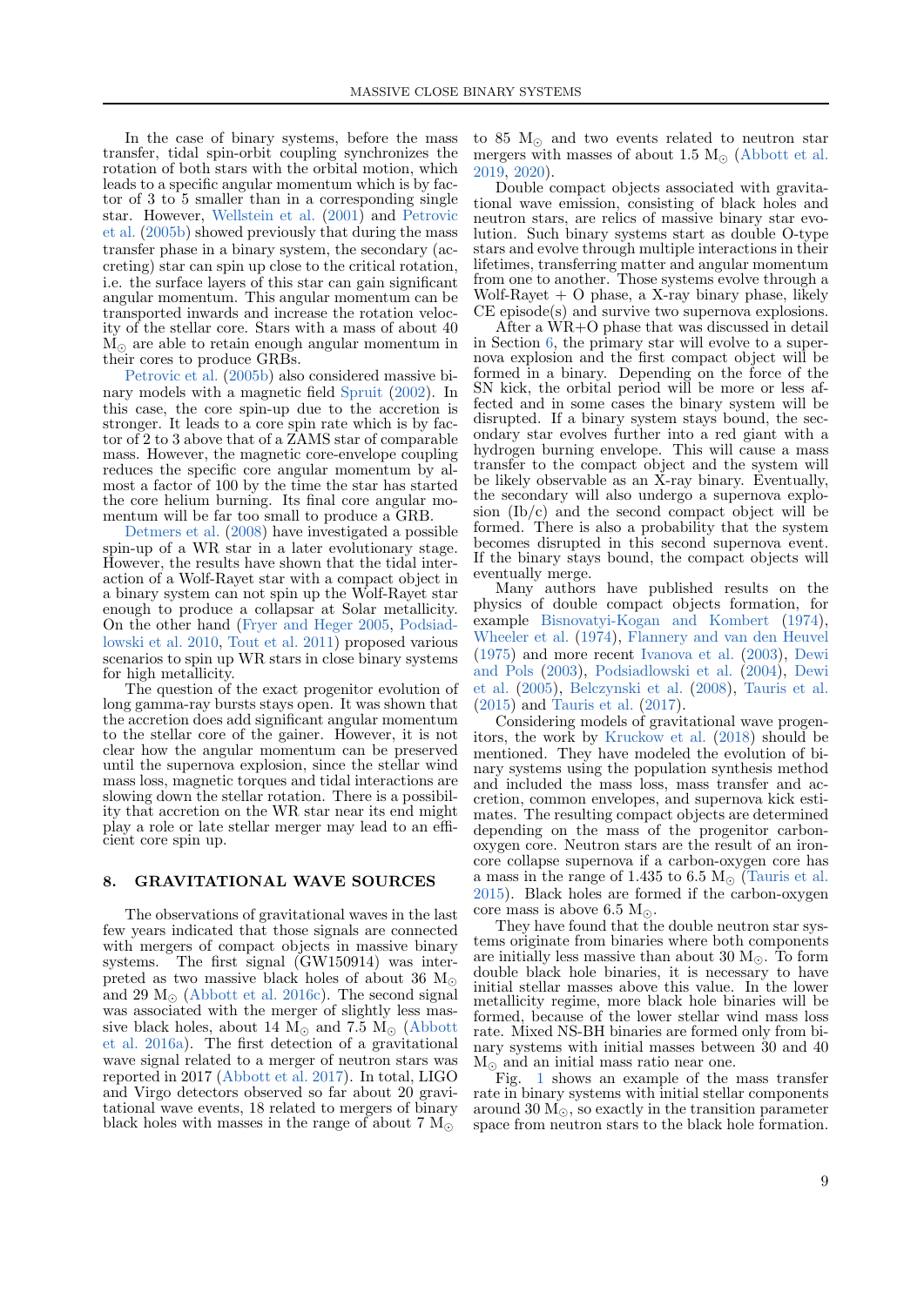In the case of binary systems, before the mass transfer, tidal spin-orbit coupling synchronizes the rotation of both stars with the orbital motion, which leads to a specific angular momentum which is by factor of 3 to 5 smaller than in a corresponding single star. However, Wellstein et al. (2001) and Petrovic et al. (2005b) showed previously that during the mass transfer phase in a binary system, the secondary (accreting) star can spin up close to the critical rotation, i.e. the surface layers of this star can gain significant angular momentum. This angular momentum can be transported inwards and increase the rotation velocity of the stellar core. Stars with a mass of about 40 $M_{\odot}$ are able to retain enough angular momentum in their cores to produce GRBs.

Petrovic et al. (2005b) also considered massive binary models with a magnetic field Spruit (2002). In this case, the core spin-up due to the accretion is stronger. It leads to a core spin rate which is by factor of 2 to 3 above that of a ZAMS star of comparable mass. However, the magnetic core-envelope coupling reduces the specific core angular momentum by almost a factor of 100 by the time the star has started the core helium burning. Its final core angular momentum will be far too small to produce a GRB.

Detmers et al. (2008) have investigated a possible spin-up of a WR star in a later evolutionary stage. However, the results have shown that the tidal interaction of a Wolf-Rayet star with a compact object in a binary system can not spin up the Wolf-Rayet star enough to produce a collapsar at Solar metallicity. On the other hand (Fryer and Heger 2005, Podsiadlowski et al. 2010, Tout et al. 2011) proposed various scenarios to spin up WR stars in close binary systems for high metallicity.

The question of the exact progenitor evolution of long gamma-ray bursts stays open. It was shown that the accretion does add significant angular momentum to the stellar core of the gainer. However, it is not clear how the angular momentum can be preserved until the supernova explosion, since the stellar wind mass loss, magnetic torques and tidal interactions are slowing down the stellar rotation. There is a possibility that accretion on the WR star near its end might play a role or late stellar merger may lead to an efficient core spin up.

## 8. GRAVITATIONAL WAVE SOURCES

The observations of gravitational waves in the last few years indicated that those signals are connected with mergers of compact objects in massive binary systems. The first signal (GW150914) was interpreted as two massive black holes of 36 $M_{\odot}$ and 29 $M_{\odot}$ (Abbott et al. 2016c). The second signal was associated with the merger of slightly less massive black holes, about 14 $M_{\odot}$ and 7.5 $M_{\odot}$ (Abbott et al. 2016a). The first detection of a gravitational wave signal related to a merger of neutron stars was reported in 2017 (Abbott et al. 2017). In total, LIGO and Virgo detectors observed so far about 20 gravitational wave events, 18 related to mergers of binary black holes with masses in the range of about 7 $M_{\odot}$ to 85 $M_{\odot}$ and two events related to neutron star mergers with masses of about 1.5 $M_{\odot}$ (Abbott et al. 2019, 2020).

Double compact objects associated with gravitational wave emission, consisting of black holes and neutron stars, are relics of massive binary star evolution. Such binary systems start as double O-type stars and evolve through multiple interactions in their lifetimes, transferring matter and angular momentum from one to another. Those systems evolve through a Wolf-Rayet + O phase, a X-ray binary phase, likely CE episode(s) and survive two supernova explosions.

After a WR+O phase that was discussed in detail in Section 6, the primary star will evolve to a supernova explosion and the first compact object will be formed in a binary. Depending on the force of the SN kick, the orbital period will be more or less affected and in some cases the binary system will be disrupted. If a binary system stays bound, the secondary star evolves further into a red giant with a hydrogen burning envelope. This will cause a mass transfer to the compact object and the system will be likely observable as an X-ray binary. Eventually, the secondary will also undergo a supernova explosion (Ib/c) and the second compact object will be formed. There is also a probability that the system becomes disrupted in this second supernova event. If the binary stays bound, the compact objects will eventually merge.

Many authors have published results on the physics of double compact objects formation, for example Bisnovatyi-Kogan and Kombert (1974), Wheeler et al. (1974), Flannery and van den Heuvel (1975) and more recent Ivanova et al. (2003), Dewi and Pols (2003), Podsiadlowski et al. (2004), Dewi et al. (2005), Belczynski et al. (2008), Tauris et al. (2015) and Tauris et al. (2017).

Considering models of gravitational wave progenitors, the work by Kruckow et al. (2018) should be mentioned. They have modeled the evolution of binary systems using the population synthesis method and included the mass loss, mass transfer and accretion, common envelopes, and supernova kick estimates. The resulting compact objects are determined depending on the mass of the progenitor carbon-oxygen core. Neutron stars are the result of an iron-core collapse supernova if a carbon-oxygen core has a mass in the range of 1.435 to 6.5 $M_{\odot}$ (Tauris et al. 2015). Black holes are formed if the carbon-oxygen core mass is above 6.5 $M_{\odot}$.

They have found that the double neutron star systems originate from binaries where both components are initially less massive than about 30 $M_{\odot}$. To form double black hole binaries, it is necessary to have initial stellar masses above this value. In the lower metallicity regime, more black hole binaries will be formed, because of the lower stellar wind mass loss rate. Mixed NS-BH binaries are formed only from binary systems with initial masses between 30 and 40 $M_{\odot}$ and an initial mass ratio near one.

Fig. 1 shows an example of the mass transfer rate in binary systems with initial stellar components around 30 $M_{\odot}$, so exactly in the transition parameter space from neutron stars to the black hole formation.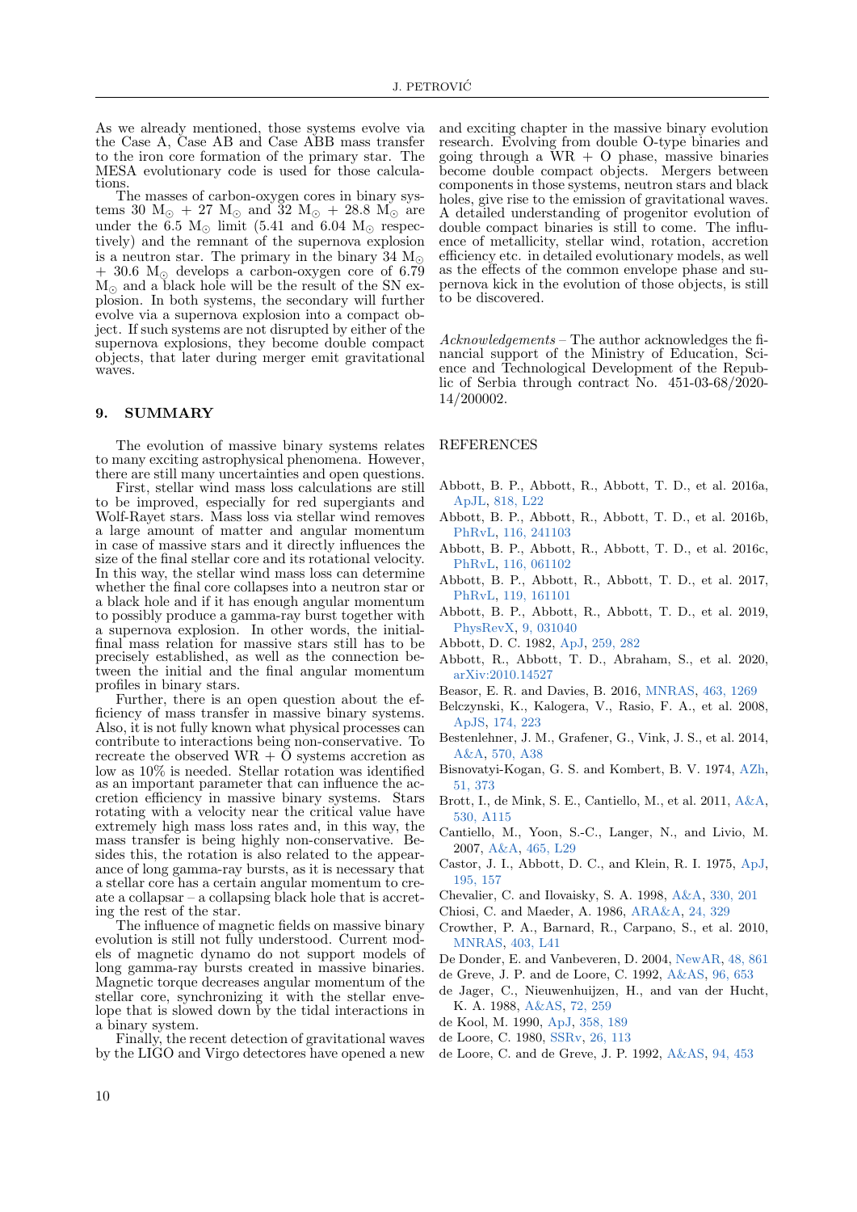As we already mentioned, those systems evolve via the Case A, Case AB and Case ABB mass transfer to the iron core formation of the primary star. The MESA evolutionary code is used for those calculations.

The masses of carbon-oxygen cores in binary systems 30 $M_{\odot}$ + 27 $M_{\odot}$ and 32 $M_{\odot}$ + 28.8 $M_{\odot}$ are under the 6.5 $M_{\odot}$ limit (5.41 and 6.04 $M_{\odot}$ respectively) and the remnant of the supernova explosion is a neutron star. The primary in the binary 34 $M_{\odot}$ + 30.6 $M_{\odot}$ develops a carbon-oxygen core of 6.79 $M_{\odot}$ and a black hole will be the result of the SN explosion. In both systems, the secondary will further evolve via a supernova explosion into a compact object. If such systems are not disrupted by either of the supernova explosions, they become double compact objects, that later during merger emit gravitational waves.

## 9. SUMMARY

The evolution of massive binary systems relates to many exciting astrophysical phenomena. However, there are still many uncertainties and open questions.

First, stellar wind mass loss calculations are still to be improved, especially for red supergiants and Wolf-Rayet stars. Mass loss via stellar wind removes a large amount of matter and angular momentum in case of massive stars and it directly influences the size of the final stellar core and its rotational velocity. In this way, the stellar wind mass loss can determine whether the final core collapses into a neutron star or a black hole and if it has enough angular momentum to possibly produce a gamma-ray burst together with a supernova explosion. In other words, the initial-final mass relation for massive stars still has to be precisely established, as well as the connection between the initial and the final angular momentum profiles in binary stars.

Further, there is an open question about the efficiency of mass transfer in massive binary systems. Also, it is not fully known what physical processes can contribute to interactions being non-conservative. To recreate the observed WR + O systems accretion as low as 10% is needed. Stellar rotation was identified as an important parameter that can influence the accretion efficiency in massive binary systems. Stars rotating with a velocity near the critical value have extremely high mass loss rates and, in this way, the mass transfer is being highly non-conservative. Besides this, the rotation is also related to the appearance of long gamma-ray bursts, as it is necessary that a stellar core has a certain angular momentum to create a collapsar – a collapsing black hole that is accreting the rest of the star.

The influence of magnetic fields on massive binary evolution is still not fully understood. Current models of magnetic dynamo do not support models of long gamma-ray bursts created in massive binaries. Magnetic torque decreases angular momentum of the stellar core, synchronizing it with the stellar envelope that is slowed down by the tidal interactions in a binary system.

Finally, the recent detection of gravitational waves by the LIGO and Virgo detectores have opened a new and exciting chapter in the massive binary evolution research. Evolving from double O-type binaries and going through a WR + O phase, massive binaries become double compact objects. Mergers between components in those systems, neutron stars and black holes, give rise to the emission of gravitational waves. A detailed understanding of progenitor evolution of double compact binaries is still to come. The influence of metallicity, stellar wind, rotation, accretion efficiency etc. in detailed evolutionary models, as well as the effects of the common envelope phase and supernova kick in the evolution of those objects, is still to be discovered.

*Acknowledgements* – The author acknowledges the financial support of the Ministry of Education, Science and Technological Development of the Republic of Serbia through contract No. 451-03-68/2020-14/200002.

## REFERENCES

Abbott, B. P., Abbott, R., Abbott, T. D., et al. 2016a, ApJL, 818, L22

Abbott, B. P., Abbott, R., Abbott, T. D., et al. 2016b, PhRvL, 116, 241103

Abbott, B. P., Abbott, R., Abbott, T. D., et al. 2016c, PhRvL, 116, 061102

Abbott, B. P., Abbott, R., Abbott, T. D., et al. 2017, PhRvL, 119, 161101

Abbott, B. P., Abbott, R., Abbott, T. D., et al. 2019, PhysRevX, 9, 031040

Abbott, D. C. 1982, ApJ, 259, 282

Abbott, R., Abbott, T. D., Abraham, S., et al. 2020, arXiv:2010.14527

Beasor, E. R. and Davies, B. 2016, MNRAS, 463, 1269

Belczynski, K., Kalogera, V., Rasio, F. A., et al. 2008, ApJS, 174, 223

Bestenlehner, J. M., Grafener, G., Vink, J. S., et al. 2014, A&A, 570, A38

Bisnovatyi-Kogan, G. S. and Kombert, B. V. 1974, AZh, 51, 373

Brott, I., de Mink, S. E., Cantiello, M., et al. 2011, A&A, 530, A115

Cantiello, M., Yoon, S.-C., Langer, N., and Livio, M. 2007, A&A, 465, L29

Castor, J. I., Abbott, D. C., and Klein, R. I. 1975, ApJ, 195, 157

Chevalier, C. and Ilovaisky, S. A. 1998, A&A, 330, 201

Chiosi, C. and Maeder, A. 1986, ARA&A, 24, 329

Crowther, P. A., Barnard, R., Carpano, S., et al. 2010, MNRAS, 403, L41

De Donder, E. and Vanbeveren, D. 2004, NewAR, 48, 861

de Greve, J. P. and de Loore, C. 1992, A&AS, 96, 653

de Jager, C., Nieuwenhuijzen, H., and van der Hucht, K. A. 1988, A&AS, 72, 259

de Kool, M. 1990, ApJ, 358, 189

de Loore, C. 1980, SSRv, 26, 113

de Loore, C. and de Greve, J. P. 1992, A&AS, 94, 453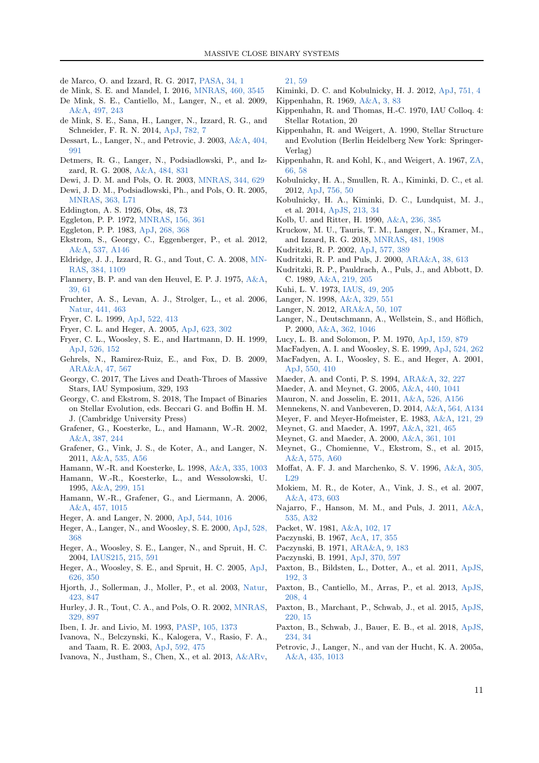de Marco, O. and Izzard, R. G. 2017, PASA, 34, 1

de Mink, S. E. and Mandel, I. 2016, MNRAS, 460, 3545

De Mink, S. E., Cantiello, M., Langer, N., et al. 2009, A&A, 497, 243

de Mink, S. E., Sana, H., Langer, N., Izzard, R. G., and Schneider, F. R. N. 2014, ApJ, 782, 7

Dessart, L., Langer, N., and Petrovic, J. 2003, A&A, 404, 991

Detmers, R. G., Langer, N., Podsiadlowski, P., and Izzard, R. G. 2008, A&A, 484, 831

Dewi, J. D. M. and Pols, O. R. 2003, MNRAS, 344, 629

Dewi, J. D. M., Podsiadlowski, Ph., and Pols, O. R. 2005, MNRAS, 363, L71

Eddington, A. S. 1926, Obs, 48, 73

Eggleton, P. P. 1972, MNRAS, 156, 361

Eggleton, P. P. 1983, ApJ, 268, 368

Ekstrom, S., Georgy, C., Eggenberger, P., et al. 2012, A&A, 537, A146

Eldridge, J. J., Izzard, R. G., and Tout, C. A. 2008, MNRAS, 384, 1109

Flannery, B. P. and van den Heuvel, E. P. J. 1975, A&A, 39, 61

Fruchter, A. S., Levan, A. J., Strolger, L., et al. 2006, Natur, 441, 463

Fryer, C. L. 1999, ApJ, 522, 413

Fryer, C. L. and Heger, A. 2005, ApJ, 623, 302

Fryer, C. L., Woosley, S. E., and Hartmann, D. H. 1999, ApJ, 526, 152

Gehrels, N., Ramirez-Ruiz, E., and Fox, D. B. 2009, ARA&A, 47, 567

Georgy, C. 2017, The Lives and Death-Throes of Massive Stars, IAU Symposium, 329, 193

Georgy, C. and Ekstrom, S. 2018, The Impact of Binaries on Stellar Evolution, eds. Beccari G. and Boffin H. M. J. (Cambridge University Press)

Grafener, G., Koesterke, L., and Hamann, W.-R. 2002, A&A, 387, 244

Grafener, G., Vink, J. S., de Koter, A., and Langer, N. 2011, A&A, 535, A56

Hamann, W.-R. and Koesterke, L. 1998, A&A, 335, 1003

Hamann, W.-R., Koesterke, L., and Wessolowski, U. 1995, A&A, 299, 151

Hamann, W.-R., Grafener, G., and Liermann, A. 2006, A&A, 457, 1015

Heger, A. and Langer, N. 2000, ApJ, 544, 1016

Heger, A., Langer, N., and Woosley, S. E. 2000, ApJ, 528, 368

Heger, A., Woosley, S. E., Langer, N., and Spruit, H. C. 2004, IAUS215, 215, 591

Heger, A., Woosley, S. E., and Spruit, H. C. 2005, ApJ, 626, 350

Hjorth, J., Sollerman, J., Moller, P., et al. 2003, Natur, 423, 847

Hurley, J. R., Tout, C. A., and Pols, O. R. 2002, MNRAS, 329, 897

Iben, I. Jr. and Livio, M. 1993, PASP, 105, 1373

Ivanova, N., Belczynski, K., Kalogera, V., Rasio, F. A., and Taam, R. E. 2003, ApJ, 592, 475

Ivanova, N., Justham, S., Chen, X., et al. 2013, A&ARv, 21, 59

Kiminki, D. C. and Kobulnicky, H. J. 2012, ApJ, 751, 4

Kippenhahn, R. 1969, A&A, 3, 83

Kippenhahn, R. and Thomas, H.-C. 1970, IAU Colloq. 4: Stellar Rotation, 20

Kippenhahn, R. and Weigert, A. 1990, Stellar Structure and Evolution (Berlin Heidelberg New York: Springer-Verlag)

Kippenhahn, R. and Kohl, K., and Weigert, A. 1967, ZA, 66, 58

Kobulnicky, H. A., Smullen, R. A., Kiminki, D. C., et al. 2012, ApJ, 756, 50

Kobulnicky, H. A., Kiminki, D. C., Lundquist, M. J., et al. 2014, ApJS, 213, 34

Kolb, U. and Ritter, H. 1990, A&A, 236, 385

Kruckow, M. U., Tauris, T. M., Langer, N., Kramer, M., and Izzard, R. G. 2018, MNRAS, 481, 1908

Kudritzki, R. P. 2002, ApJ, 577, 389

Kudritzki, R. P. and Puls, J. 2000, ARA&A, 38, 613

Kudritzki, R. P., Pauldrach, A., Puls, J., and Abbott, D. C. 1989, A&A, 219, 205

Kuhi, L. V. 1973, IAUS, 49, 205

Langer, N. 1998, A&A, 329, 551

Langer, N. 2012, ARA&A, 50, 107

Langer, N., Deutschmann, A., Wellstein, S., and Höflich, P. 2000, A&A, 362, 1046

Lucy, L. B. and Solomon, P. M. 1970, ApJ, 159, 879

MacFadyen, A. I. and Woosley, S. E. 1999, ApJ, 524, 262

MacFadyen, A. I., Woosley, S. E., and Heger, A. 2001, ApJ, 550, 410

Maeder, A. and Conti, P. S. 1994, ARA&A, 32, 227

Maeder, A. and Meynet, G. 2005, A&A, 440, 1041

Mauron, N. and Josselin, E. 2011, A&A, 526, A156

Mennekens, N. and Vanbeveren, D. 2014, A&A, 564, A134

Meyer, F. and Meyer-Hofmeister, E. 1983, A&A, 121, 29

Meynet, G. and Maeder, A. 1997, A&A, 321, 465

Meynet, G. and Maeder, A. 2000, A&A, 361, 101

Meynet, G., Chomienne, V., Ekstrom, S., et al. 2015, A&A, 575, A60

Moffat, A. F. J. and Marchenko, S. V. 1996, A&A, 305, L29

Mokiem, M. R., de Koter, A., Vink, J. S., et al. 2007, A&A, 473, 603

Najarro, F., Hanson, M. M., and Puls, J. 2011, A&A, 535, A32

Packet, W. 1981, A&A, 102, 17

Paczynski, B. 1967, AcA, 17, 355

Paczynski, B. 1971, ARA&A, 9, 183

Paczynski, B. 1991, ApJ, 370, 597

Paxton, B., Bildsten, L., Dotter, A., et al. 2011, ApJS, 192, 3

Paxton, B., Cantiello, M., Arras, P., et al. 2013, ApJS, 208, 4

Paxton, B., Marchant, P., Schwab, J., et al. 2015, ApJS, 220, 15

Paxton, B., Schwab, J., Bauer, E. B., et al. 2018, ApJS, 234, 34

Petrovic, J., Langer, N., and van der Hucht, K. A. 2005a, A&A, 435, 1013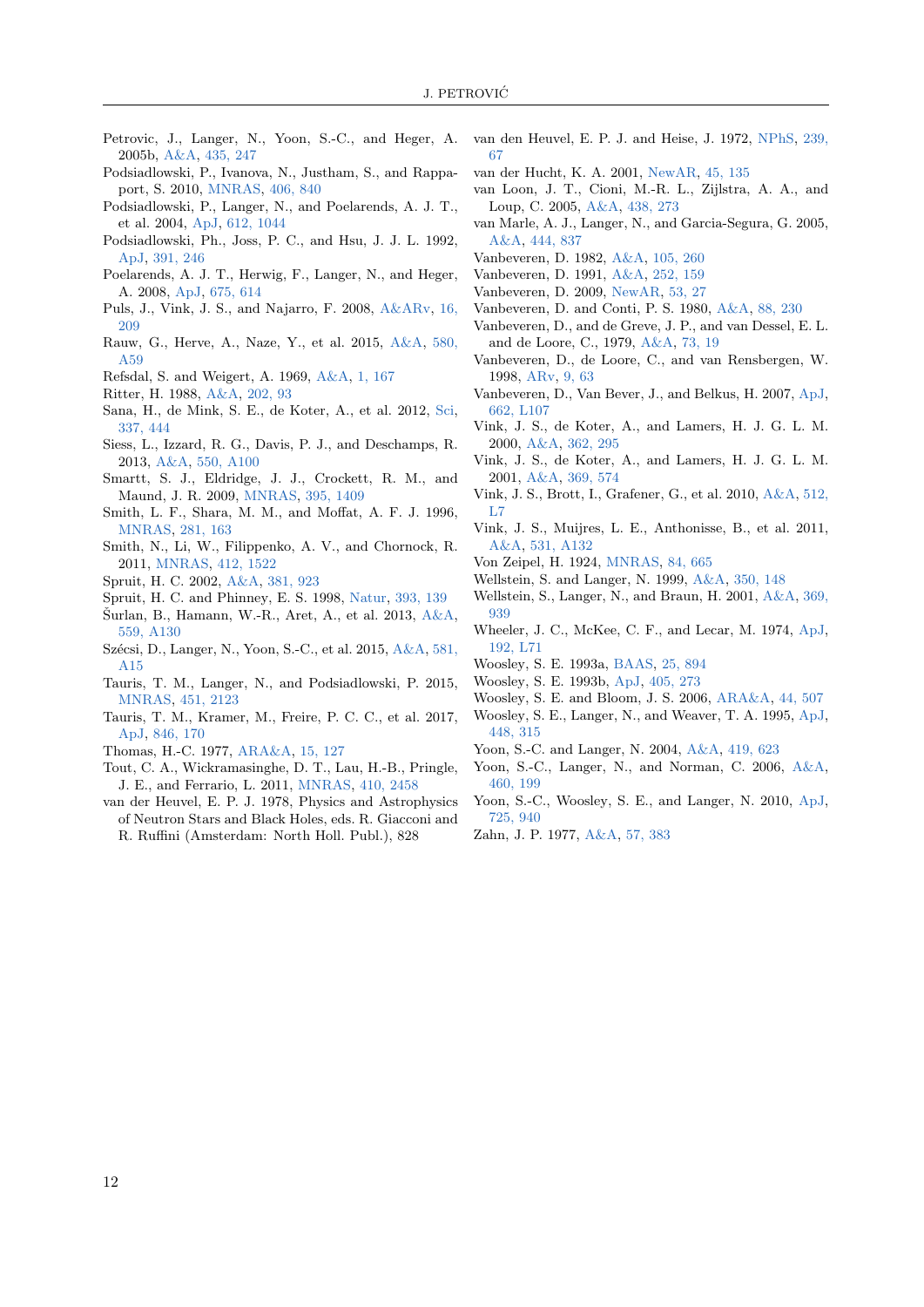Petrovic, J., Langer, N., Yoon, S.-C., and Heger, A. 2005b, A&A, 435, 247

Podsiadlowski, P., Ivanova, N., Justham, S., and Rappaport, S. 2010, MNRAS, 406, 840

Podsiadlowski, P., Langer, N., and Poelarends, A. J. T., et al. 2004, ApJ, 612, 1044

Podsiadlowski, Ph., Joss, P. C., and Hsu, J. J. L. 1992, ApJ, 391, 246

Poelarends, A. J. T., Herwig, F., Langer, N., and Heger, A. 2008, ApJ, 675, 614

Puls, J., Vink, J. S., and Najarro, F. 2008, A&ARv, 16, 209

Rauw, G., Herve, A., Naze, Y., et al. 2015, A&A, 580, A59

Refsdal, S. and Weigert, A. 1969, A&A, 1, 167

Ritter, H. 1988, A&A, 202, 93

Sana, H., de Mink, S. E., de Koter, A., et al. 2012, Sci, 337, 444

Siess, L., Izzard, R. G., Davis, P. J., and Deschamps, R. 2013, A&A, 550, A100

Smartt, S. J., Eldridge, J. J., Crockett, R. M., and Maund, J. R. 2009, MNRAS, 395, 1409

Smith, L. F., Shara, M. M., and Moffat, A. F. J. 1996, MNRAS, 281, 163

Smith, N., Li, W., Filippenko, A. V., and Chornock, R. 2011, MNRAS, 412, 1522

Spruit, H. C. 2002, A&A, 381, 923

Spruit, H. C. and Phinney, E. S. 1998, Natur, 393, 139

Šurlan, B., Hamann, W.-R., Aret, A., et al. 2013, A&A, 559, A130

Szécsi, D., Langer, N., Yoon, S.-C., et al. 2015, A&A, 581, A15

Tauris, T. M., Langer, N., and Podsiadlowski, P. 2015, MNRAS, 451, 2123

Tauris, T. M., Kramer, M., Freire, P. C. C., et al. 2017, ApJ, 846, 170

Thomas, H.-C. 1977, ARA&A, 15, 127

Tout, C. A., Wickramasinghe, D. T., Lau, H.-B., Pringle, J. E., and Ferrario, L. 2011, MNRAS, 410, 2458

van der Heuvel, E. P. J. 1978, Physics and Astrophysics of Neutron Stars and Black Holes, eds. R. Giacconi and R. Ruffini (Amsterdam: North Holl. Publ.), 828

van den Heuvel, E. P. J. and Heise, J. 1972, NPhS, 239, 67

van der Hucht, K. A. 2001, NewAR, 45, 135

van Loon, J. T., Cioni, M.-R. L., Zijlstra, A. A., and Loup, C. 2005, A&A, 438, 273

van Marle, A. J., Langer, N., and Garcia-Segura, G. 2005, A&A, 444, 837

Vanbeveren, D. 1982, A&A, 105, 260

Vanbeveren, D. 1991, A&A, 252, 159

Vanbeveren, D. 2009, NewAR, 53, 27

Vanbeveren, D. and Conti, P. S. 1980, A&A, 88, 230

Vanbeveren, D., and de Greve, J. P., and van Dessel, E. L. and de Loore, C., 1979, A&A, 73, 19

Vanbeveren, D., de Loore, C., and van Rensbergen, W. 1998, ARv, 9, 63

Vanbeveren, D., Van Bever, J., and Belkus, H. 2007, ApJ, 662, L107

Vink, J. S., de Koter, A., and Lamers, H. J. G. L. M. 2000, A&A, 362, 295

Vink, J. S., de Koter, A., and Lamers, H. J. G. L. M. 2001, A&A, 369, 574

Vink, J. S., Brott, I., Grafener, G., et al. 2010, A&A, 512, L7

Vink, J. S., Muijres, L. E., Anthonisse, B., et al. 2011, A&A, 531, A132

Von Zeipel, H. 1924, MNRAS, 84, 665

Wellstein, S. and Langer, N. 1999, A&A, 350, 148

Wellstein, S., Langer, N., and Braun, H. 2001, A&A, 369, 939

Wheeler, J. C., McKee, C. F., and Lecar, M. 1974, ApJ, 192, L71

Woosley, S. E. 1993a, BAAS, 25, 894

Woosley, S. E. 1993b, ApJ, 405, 273

Woosley, S. E. and Bloom, J. S. 2006, ARA&A, 44, 507

Woosley, S. E., Langer, N., and Weaver, T. A. 1995, ApJ, 448, 315

Yoon, S.-C. and Langer, N. 2004, A&A, 419, 623

Yoon, S.-C., Langer, N., and Norman, C. 2006, A&A, 460, 199

Yoon, S.-C., Woosley, S. E., and Langer, N. 2010, ApJ, 725, 940

Zahn, J. P. 1977, A&A, 57, 383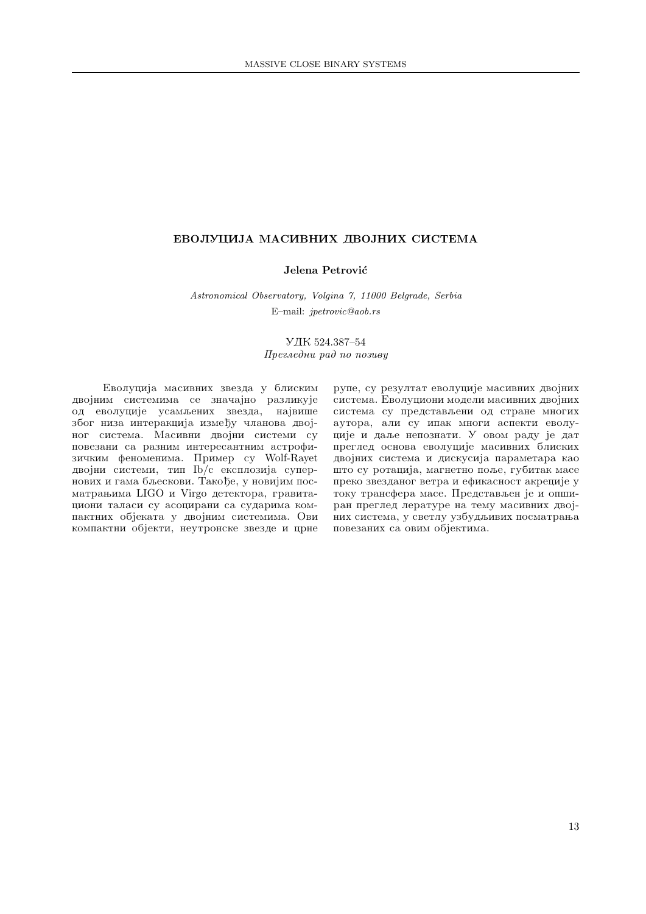# ЕВОЛУЦИЈА МАСИВНИХ ДВОЈНИХ СИСТЕМА

**Jelena Petrović**

*Astronomical Observatory, Volgina 7, 11000 Belgrade, Serbia*

E–mail: *jpetrovic@aob.rs*

УДК 524.387–54

*Прегледни рад по позиву*

Еволуција масивних звезда у блиским двојним системима се значајно разликује од еволуције усамљених звезда, највише због низа интеракција између чланова двојног система. Масивни двојни системи су повезани са разним интересантним астрофизичким феноменима. Пример су Wolf-Rayet двојни системи, тип Ib/c експлозија супернових и гама бљескови. Такође, у новијим посматрањима LIGO и Virgo детектора, гравитациони таласи су асоцирани са сударима компактних објеката у двојним системима. Ови компактни објекти, неутронске звезде и црне рупе, су резултат еволуције масивних двојних система. Еволуциони модели масивних двојних система су представљени од стране многих аутора, али су ипак многи аспекти еволуције и даље непознати. У овом раду је дат преглед основа еволуције масивних блиских двојних система и дискусија параметара као што су ротација, магнетно поље, губитак масе преко звезданог ветра и ефикасност акреције у току трансфера масе. Представљен је и опширан преглед лературе на тему масивних двојних система, у светлу узбудљивих посматрања повезаних са овим објектима.